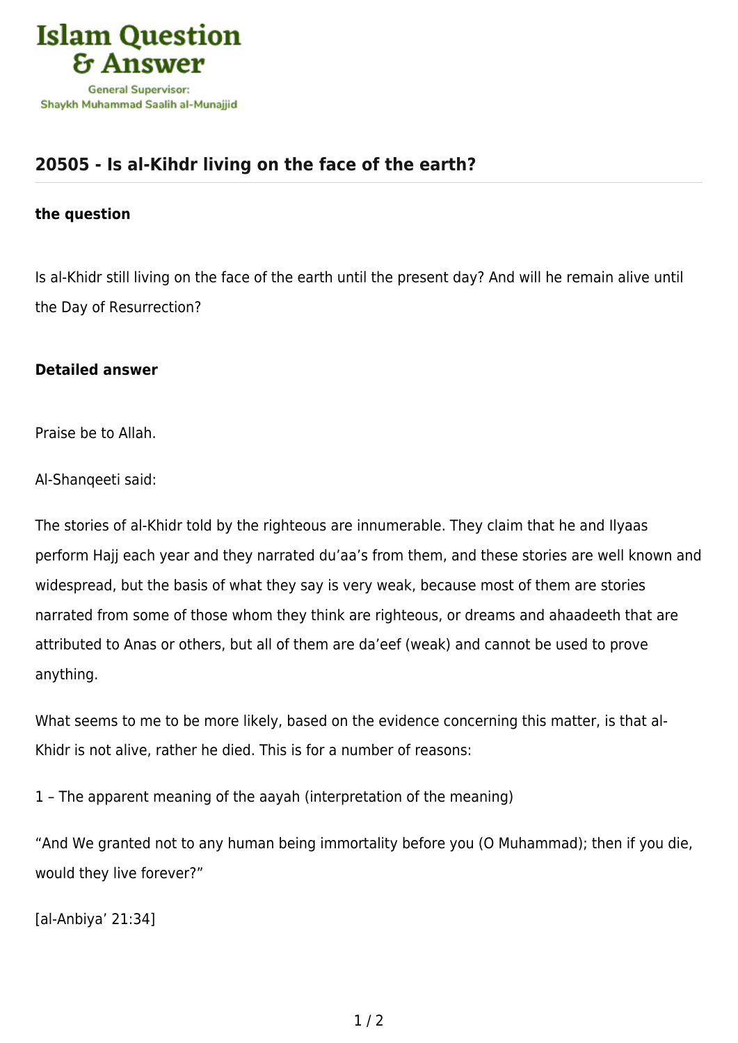## 20505 - Is al-Kihdr living on the face of the earth?

### the question

Is al-Khidr still living on the face of the earth until the present day? And will he remain alive until the Day of Resurrection?

### Detailed answer

Praise be to Allah.

Al-Shanqeeti said:

The stories of al-Khidr told by the righteous are innumerable. They claim that he and Ilyaas perform Hajj each year and they narrated du'aa's from them, and these stories are well known and widespread, but the basis of what they say is very weak, because most of them are stories narrated from some of those whom they think are righteous, or dreams and ahaadeeth that are attributed to Anas or others, but all of them are da'eef (weak) and cannot be used to prove anything.

What seems to me to be more likely, based on the evidence concerning this matter, is that al-Khidr is not alive, rather he died. This is for a number of reasons:

1 – The apparent meaning of the aayah (interpretation of the meaning)

"And We granted not to any human being immortality before you (O Muhammad); then if you die, would they live forever?"

[al-Anbiya' 21:34]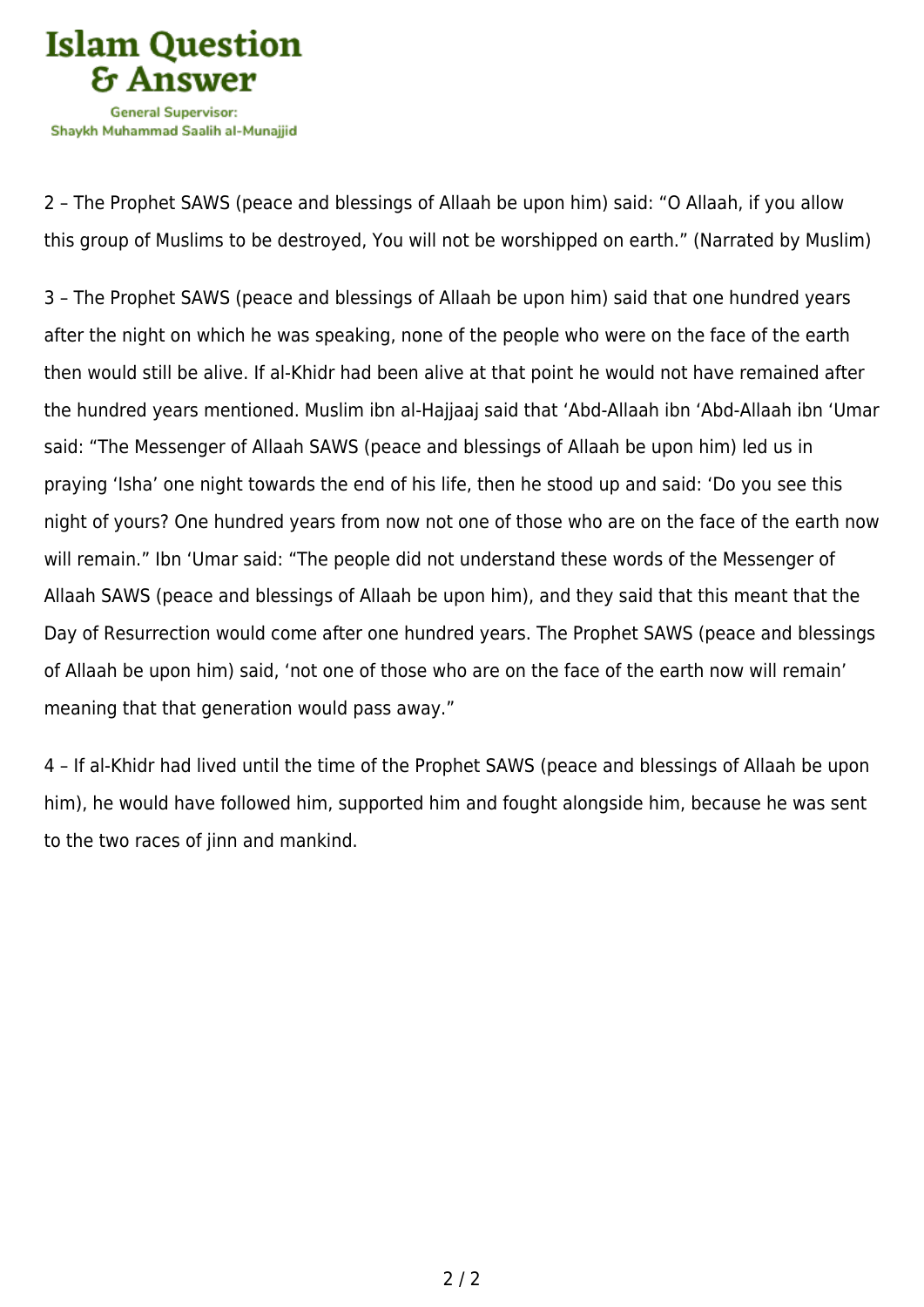2 – The Prophet SAWS (peace and blessings of Allaah be upon him) said: "O Allaah, if you allow this group of Muslims to be destroyed, You will not be worshipped on earth." (Narrated by Muslim)

3 – The Prophet SAWS (peace and blessings of Allaah be upon him) said that one hundred years after the night on which he was speaking, none of the people who were on the face of the earth then would still be alive. If al-Khidr had been alive at that point he would not have remained after the hundred years mentioned. Muslim ibn al-Hajjaaj said that 'Abd-Allaah ibn 'Abd-Allaah ibn 'Umar said: "The Messenger of Allaah SAWS (peace and blessings of Allaah be upon him) led us in praying 'Isha' one night towards the end of his life, then he stood up and said: 'Do you see this night of yours? One hundred years from now not one of those who are on the face of the earth now will remain." Ibn 'Umar said: "The people did not understand these words of the Messenger of Allaah SAWS (peace and blessings of Allaah be upon him), and they said that this meant that the Day of Resurrection would come after one hundred years. The Prophet SAWS (peace and blessings of Allaah be upon him) said, 'not one of those who are on the face of the earth now will remain' meaning that that generation would pass away."

4 – If al-Khidr had lived until the time of the Prophet SAWS (peace and blessings of Allaah be upon him), he would have followed him, supported him and fought alongside him, because he was sent to the two races of jinn and mankind.